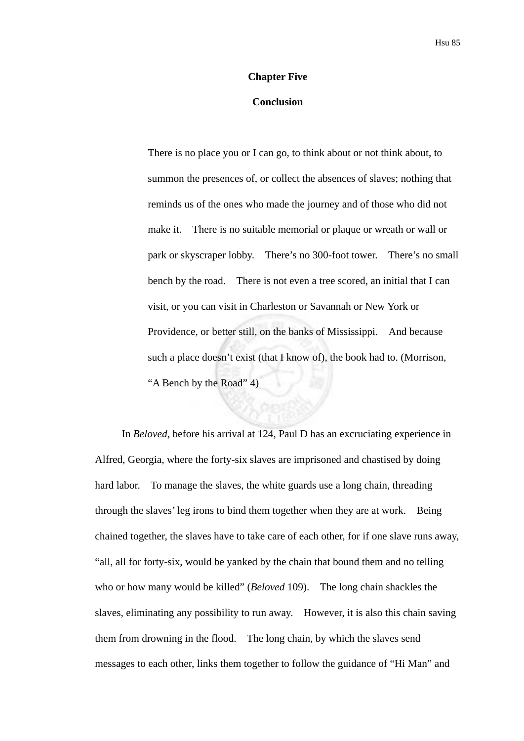# Chapter Five

## Conclusion

> There is no place you or I can go, to think about or not think about, to summon the presences of, or collect the absences of slaves; nothing that reminds us of the ones who made the journey and of those who did not make it. There is no suitable memorial or plaque or wreath or wall or park or skyscraper lobby. There's no 300-foot tower. There's no small bench by the road. There is not even a tree scored, an initial that I can visit, or you can visit in Charleston or Savannah or New York or Providence, or better still, on the banks of Mississippi. And because such a place doesn't exist (that I know of), the book had to. (Morrison, "A Bench by the Road" 4)

In *Beloved*, before his arrival at 124, Paul D has an excruciating experience in Alfred, Georgia, where the forty-six slaves are imprisoned and chastised by doing hard labor. To manage the slaves, the white guards use a long chain, threading through the slaves' leg irons to bind them together when they are at work. Being chained together, the slaves have to take care of each other, for if one slave runs away, "all, all for forty-six, would be yanked by the chain that bound them and no telling who or how many would be killed" (*Beloved* 109). The long chain shackles the slaves, eliminating any possibility to run away. However, it is also this chain saving them from drowning in the flood. The long chain, by which the slaves send messages to each other, links them together to follow the guidance of "Hi Man" and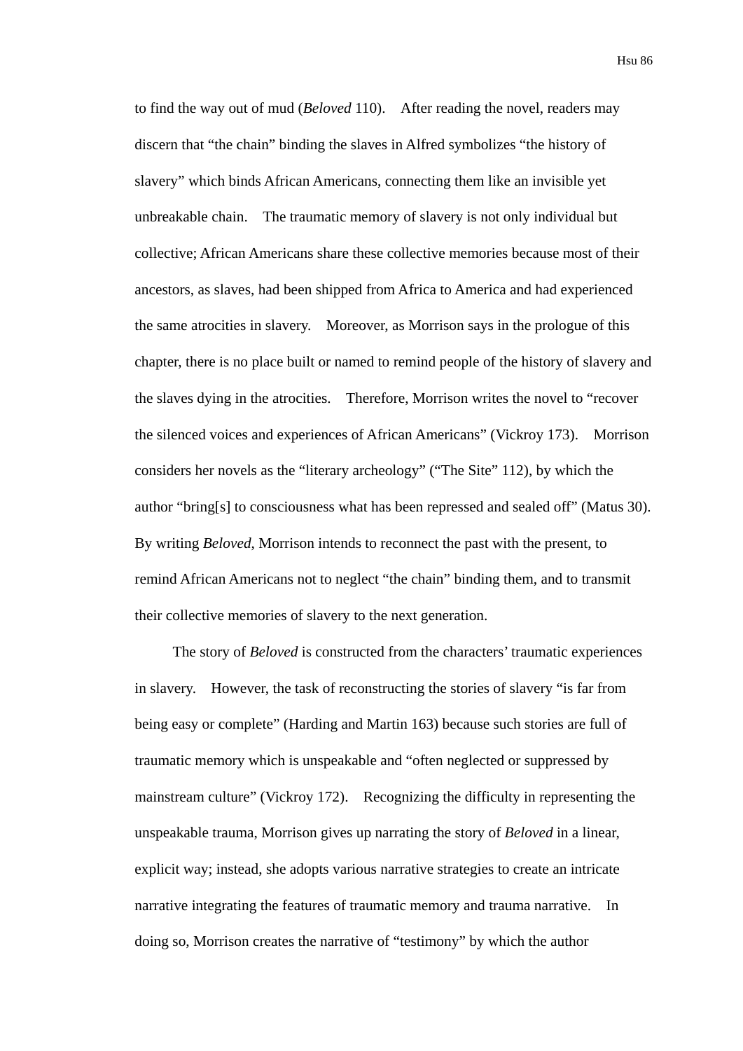to find the way out of mud (*Beloved* 110). After reading the novel, readers may discern that "the chain" binding the slaves in Alfred symbolizes "the history of slavery" which binds African Americans, connecting them like an invisible yet unbreakable chain. The traumatic memory of slavery is not only individual but collective; African Americans share these collective memories because most of their ancestors, as slaves, had been shipped from Africa to America and had experienced the same atrocities in slavery. Moreover, as Morrison says in the prologue of this chapter, there is no place built or named to remind people of the history of slavery and the slaves dying in the atrocities. Therefore, Morrison writes the novel to "recover the silenced voices and experiences of African Americans" (Vickroy 173). Morrison considers her novels as the "literary archeology" ("The Site" 112), by which the author "bring[s] to consciousness what has been repressed and sealed off" (Matus 30). By writing *Beloved*, Morrison intends to reconnect the past with the present, to remind African Americans not to neglect "the chain" binding them, and to transmit their collective memories of slavery to the next generation.

The story of *Beloved* is constructed from the characters' traumatic experiences in slavery. However, the task of reconstructing the stories of slavery "is far from being easy or complete" (Harding and Martin 163) because such stories are full of traumatic memory which is unspeakable and "often neglected or suppressed by mainstream culture" (Vickroy 172). Recognizing the difficulty in representing the unspeakable trauma, Morrison gives up narrating the story of *Beloved* in a linear, explicit way; instead, she adopts various narrative strategies to create an intricate narrative integrating the features of traumatic memory and trauma narrative. In doing so, Morrison creates the narrative of "testimony" by which the author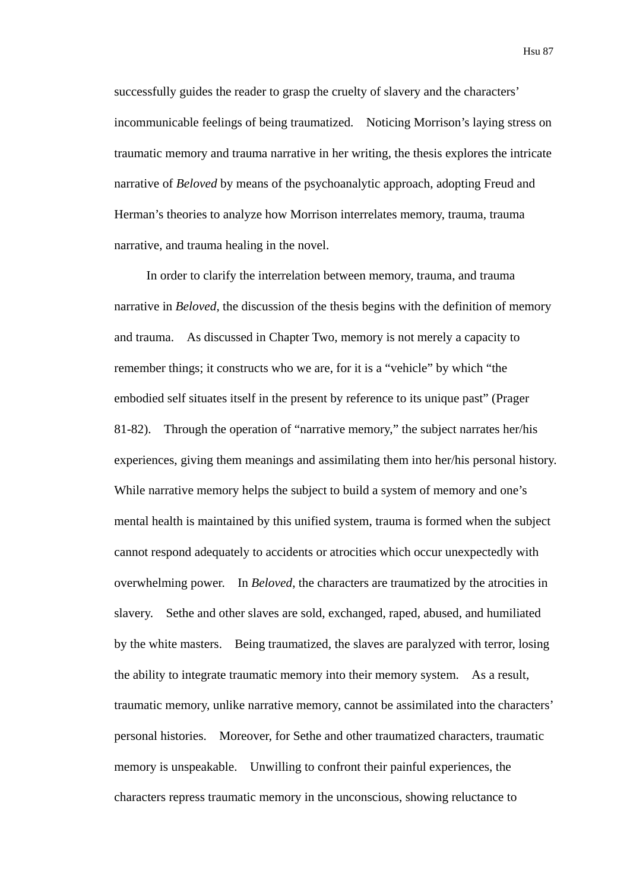successfully guides the reader to grasp the cruelty of slavery and the characters' incommunicable feelings of being traumatized. Noticing Morrison's laying stress on traumatic memory and trauma narrative in her writing, the thesis explores the intricate narrative of *Beloved* by means of the psychoanalytic approach, adopting Freud and Herman's theories to analyze how Morrison interrelates memory, trauma, trauma narrative, and trauma healing in the novel.

In order to clarify the interrelation between memory, trauma, and trauma narrative in *Beloved*, the discussion of the thesis begins with the definition of memory and trauma. As discussed in Chapter Two, memory is not merely a capacity to remember things; it constructs who we are, for it is a "vehicle" by which "the embodied self situates itself in the present by reference to its unique past" (Prager 81-82). Through the operation of "narrative memory," the subject narrates her/his experiences, giving them meanings and assimilating them into her/his personal history. While narrative memory helps the subject to build a system of memory and one's mental health is maintained by this unified system, trauma is formed when the subject cannot respond adequately to accidents or atrocities which occur unexpectedly with overwhelming power. In *Beloved*, the characters are traumatized by the atrocities in slavery. Sethe and other slaves are sold, exchanged, raped, abused, and humiliated by the white masters. Being traumatized, the slaves are paralyzed with terror, losing the ability to integrate traumatic memory into their memory system. As a result, traumatic memory, unlike narrative memory, cannot be assimilated into the characters' personal histories. Moreover, for Sethe and other traumatized characters, traumatic memory is unspeakable. Unwilling to confront their painful experiences, the characters repress traumatic memory in the unconscious, showing reluctance to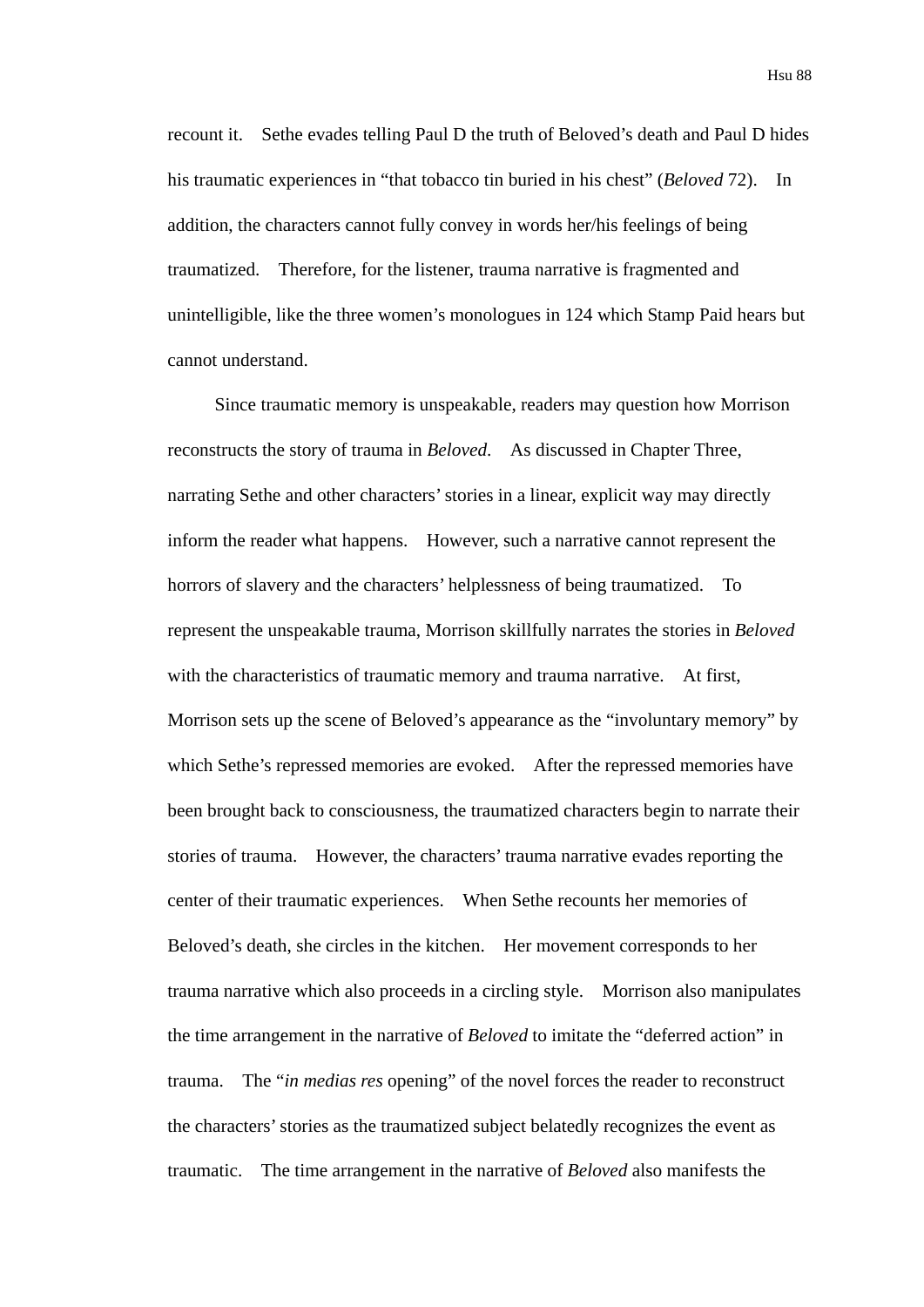recount it. Sethe evades telling Paul D the truth of Beloved's death and Paul D hides his traumatic experiences in "that tobacco tin buried in his chest" (*Beloved* 72). In addition, the characters cannot fully convey in words her/his feelings of being traumatized. Therefore, for the listener, trauma narrative is fragmented and unintelligible, like the three women's monologues in 124 which Stamp Paid hears but cannot understand.

Since traumatic memory is unspeakable, readers may question how Morrison reconstructs the story of trauma in *Beloved*. As discussed in Chapter Three, narrating Sethe and other characters' stories in a linear, explicit way may directly inform the reader what happens. However, such a narrative cannot represent the horrors of slavery and the characters' helplessness of being traumatized. To represent the unspeakable trauma, Morrison skillfully narrates the stories in *Beloved* with the characteristics of traumatic memory and trauma narrative. At first, Morrison sets up the scene of Beloved's appearance as the "involuntary memory" by which Sethe's repressed memories are evoked. After the repressed memories have been brought back to consciousness, the traumatized characters begin to narrate their stories of trauma. However, the characters' trauma narrative evades reporting the center of their traumatic experiences. When Sethe recounts her memories of Beloved's death, she circles in the kitchen. Her movement corresponds to her trauma narrative which also proceeds in a circling style. Morrison also manipulates the time arrangement in the narrative of *Beloved* to imitate the "deferred action" in trauma. The "*in medias res* opening" of the novel forces the reader to reconstruct the characters' stories as the traumatized subject belatedly recognizes the event as traumatic. The time arrangement in the narrative of *Beloved* also manifests the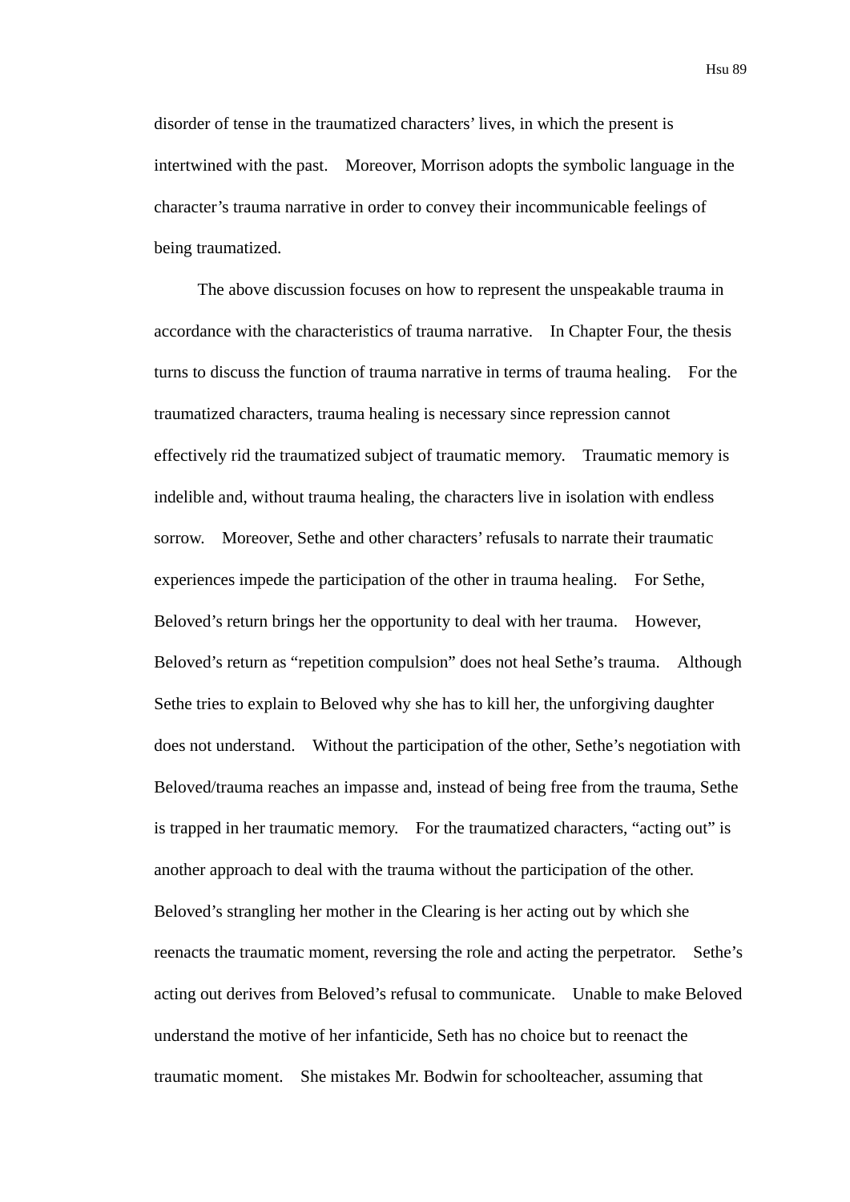disorder of tense in the traumatized characters' lives, in which the present is intertwined with the past. Moreover, Morrison adopts the symbolic language in the character's trauma narrative in order to convey their incommunicable feelings of being traumatized.

The above discussion focuses on how to represent the unspeakable trauma in accordance with the characteristics of trauma narrative. In Chapter Four, the thesis turns to discuss the function of trauma narrative in terms of trauma healing. For the traumatized characters, trauma healing is necessary since repression cannot effectively rid the traumatized subject of traumatic memory. Traumatic memory is indelible and, without trauma healing, the characters live in isolation with endless sorrow. Moreover, Sethe and other characters' refusals to narrate their traumatic experiences impede the participation of the other in trauma healing. For Sethe, Beloved's return brings her the opportunity to deal with her trauma. However, Beloved's return as "repetition compulsion" does not heal Sethe's trauma. Although Sethe tries to explain to Beloved why she has to kill her, the unforgiving daughter does not understand. Without the participation of the other, Sethe's negotiation with Beloved/trauma reaches an impasse and, instead of being free from the trauma, Sethe is trapped in her traumatic memory. For the traumatized characters, "acting out" is another approach to deal with the trauma without the participation of the other. Beloved's strangling her mother in the Clearing is her acting out by which she reenacts the traumatic moment, reversing the role and acting the perpetrator. Sethe's acting out derives from Beloved's refusal to communicate. Unable to make Beloved understand the motive of her infanticide, Seth has no choice but to reenact the traumatic moment. She mistakes Mr. Bodwin for schoolteacher, assuming that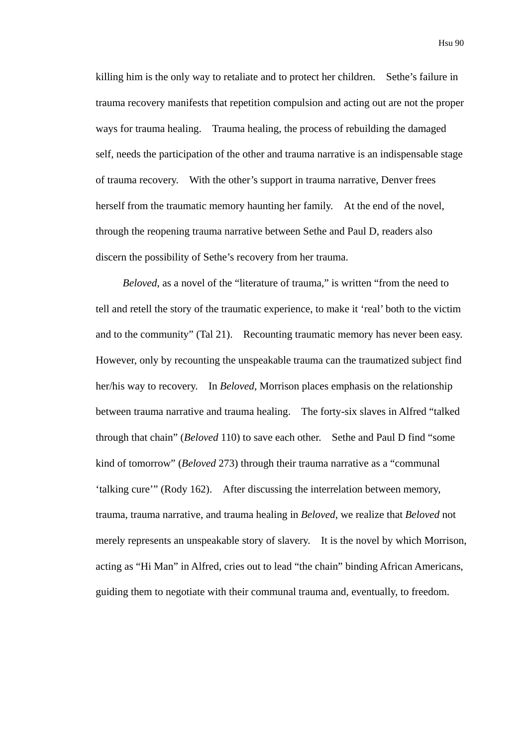killing him is the only way to retaliate and to protect her children. Sethe's failure in trauma recovery manifests that repetition compulsion and acting out are not the proper ways for trauma healing. Trauma healing, the process of rebuilding the damaged self, needs the participation of the other and trauma narrative is an indispensable stage of trauma recovery. With the other's support in trauma narrative, Denver frees herself from the traumatic memory haunting her family. At the end of the novel, through the reopening trauma narrative between Sethe and Paul D, readers also discern the possibility of Sethe's recovery from her trauma.

*Beloved*, as a novel of the "literature of trauma," is written "from the need to tell and retell the story of the traumatic experience, to make it 'real' both to the victim and to the community" (Tal 21). Recounting traumatic memory has never been easy. However, only by recounting the unspeakable trauma can the traumatized subject find her/his way to recovery. In *Beloved*, Morrison places emphasis on the relationship between trauma narrative and trauma healing. The forty-six slaves in Alfred "talked through that chain" (*Beloved* 110) to save each other. Sethe and Paul D find "some kind of tomorrow" (*Beloved* 273) through their trauma narrative as a "communal 'talking cure'" (Rody 162). After discussing the interrelation between memory, trauma, trauma narrative, and trauma healing in *Beloved*, we realize that *Beloved* not merely represents an unspeakable story of slavery. It is the novel by which Morrison, acting as "Hi Man" in Alfred, cries out to lead "the chain" binding African Americans, guiding them to negotiate with their communal trauma and, eventually, to freedom.